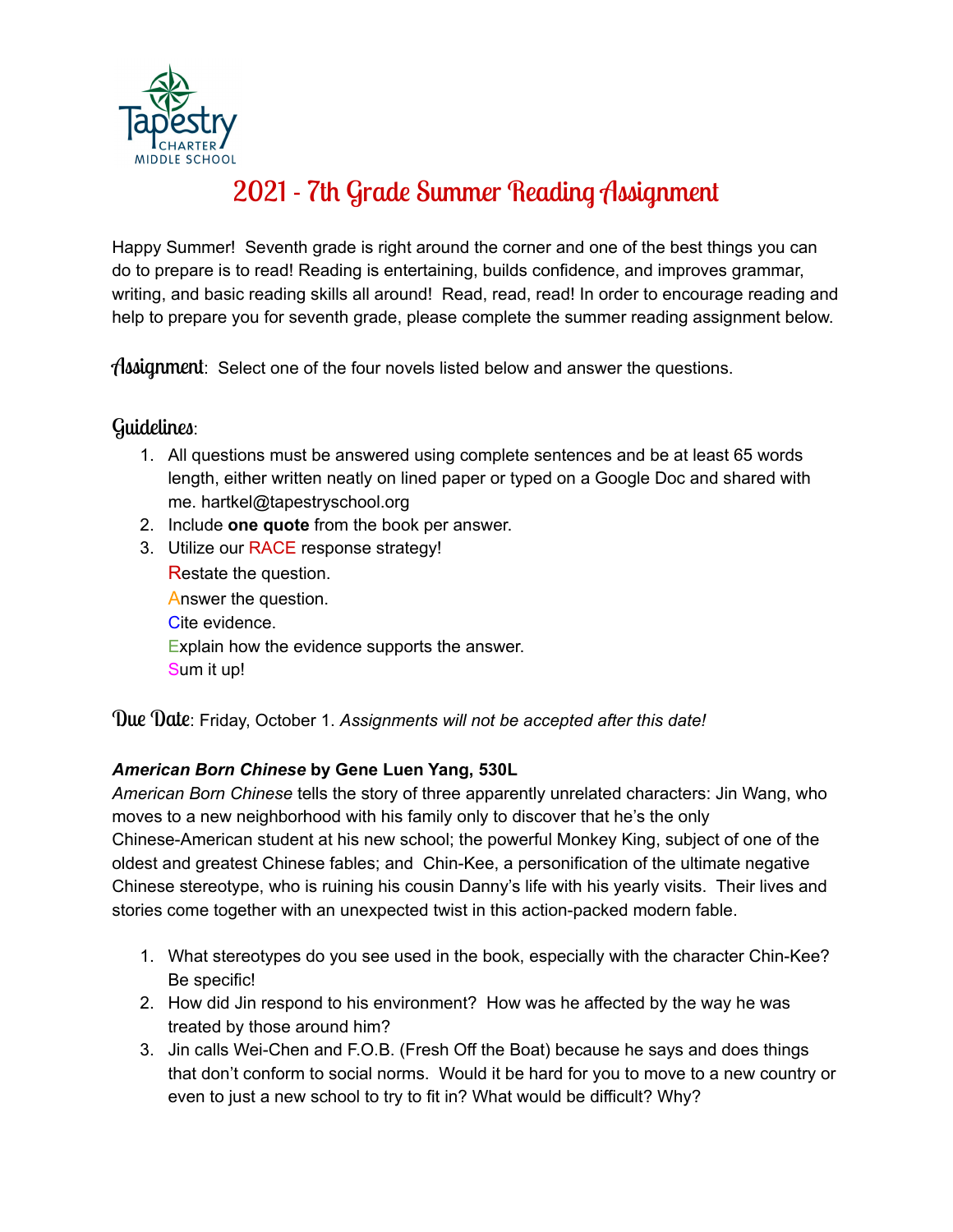Tapestry CHARTER MIDDLE SCHOOL

# 2021 - 7th Grade Summer Reading Assignment

Happy Summer! Seventh grade is right around the corner and one of the best things you can do to prepare is to read! Reading is entertaining, builds confidence, and improves grammar, writing, and basic reading skills all around! Read, read, read! In order to encourage reading and help to prepare you for seventh grade, please complete the summer reading assignment below.

**Assignment**: Select one of the four novels listed below and answer the questions.

**Guidelines**:

1. All questions must be answered using complete sentences and be at least 65 words length, either written neatly on lined paper or typed on a Google Doc and shared with me. hartkel@tapestryschool.org
2. Include **one quote** from the book per answer.
3. Utilize our RACE response strategy!
   Restate the question.
   Answer the question.
   Cite evidence.
   Explain how the evidence supports the answer.
   Sum it up!

**Due Date**: Friday, October 1. *Assignments will not be accepted after this date!*

***American Born Chinese* by Gene Luen Yang, 530L**

*American Born Chinese* tells the story of three apparently unrelated characters: Jin Wang, who moves to a new neighborhood with his family only to discover that he's the only Chinese-American student at his new school; the powerful Monkey King, subject of one of the oldest and greatest Chinese fables; and Chin-Kee, a personification of the ultimate negative Chinese stereotype, who is ruining his cousin Danny's life with his yearly visits. Their lives and stories come together with an unexpected twist in this action-packed modern fable.

1. What stereotypes do you see used in the book, especially with the character Chin-Kee? Be specific!
2. How did Jin respond to his environment? How was he affected by the way he was treated by those around him?
3. Jin calls Wei-Chen and F.O.B. (Fresh Off the Boat) because he says and does things that don't conform to social norms. Would it be hard for you to move to a new country or even to just a new school to try to fit in? What would be difficult? Why?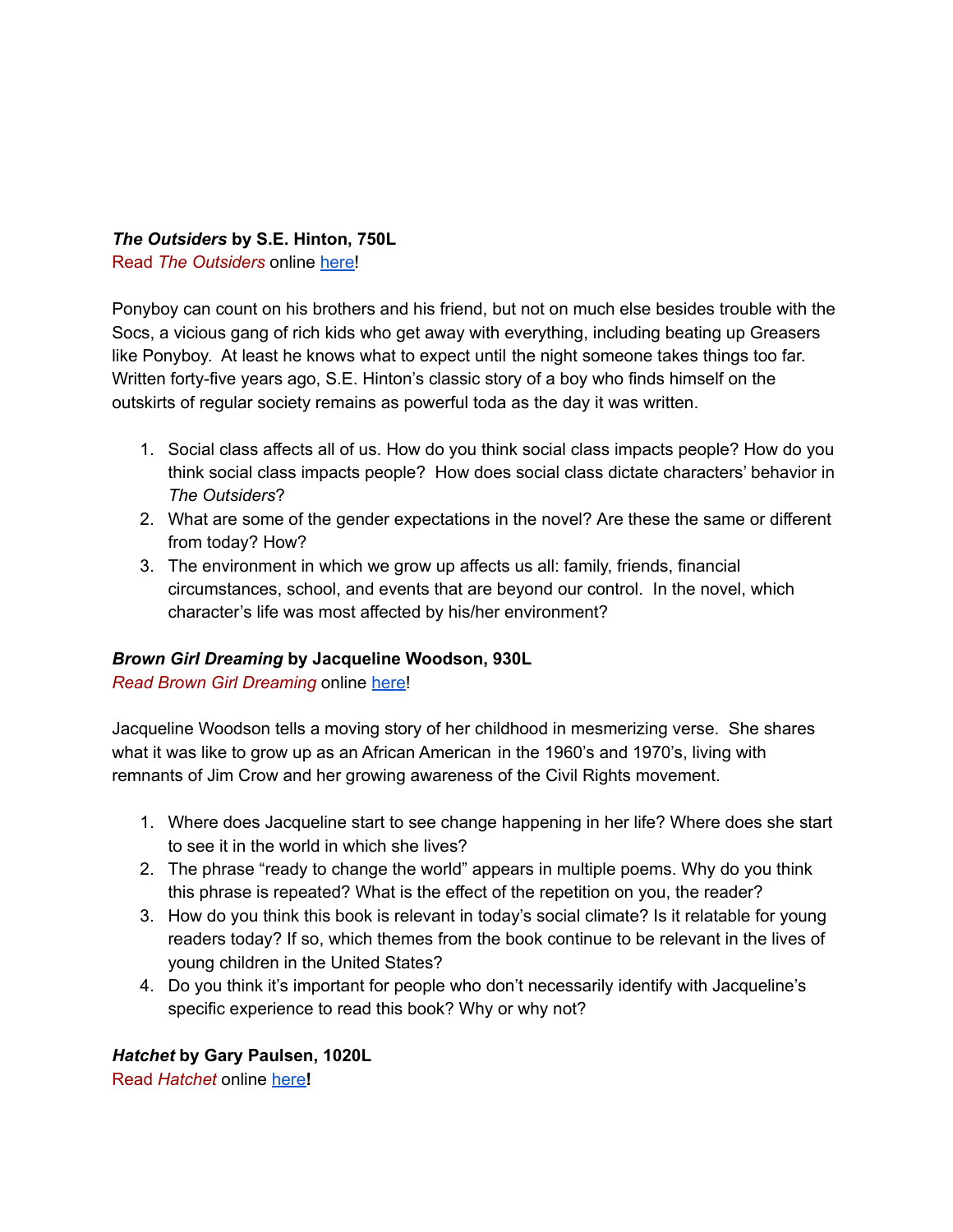***The Outsiders* by S.E. Hinton, 750L**

Read *The Outsiders* online [here](#)!

Ponyboy can count on his brothers and his friend, but not on much else besides trouble with the Socs, a vicious gang of rich kids who get away with everything, including beating up Greasers like Ponyboy. At least he knows what to expect until the night someone takes things too far. Written forty-five years ago, S.E. Hinton's classic story of a boy who finds himself on the outskirts of regular society remains as powerful toda as the day it was written.

1. Social class affects all of us. How do you think social class impacts people? How do you think social class impacts people? How does social class dictate characters' behavior in *The Outsiders*?
2. What are some of the gender expectations in the novel? Are these the same or different from today? How?
3. The environment in which we grow up affects us all: family, friends, financial circumstances, school, and events that are beyond our control. In the novel, which character's life was most affected by his/her environment?

***Brown Girl Dreaming* by Jacqueline Woodson, 930L**

*Read Brown Girl Dreaming* online [here](#)!

Jacqueline Woodson tells a moving story of her childhood in mesmerizing verse. She shares what it was like to grow up as an African American in the 1960's and 1970's, living with remnants of Jim Crow and her growing awareness of the Civil Rights movement.

1. Where does Jacqueline start to see change happening in her life? Where does she start to see it in the world in which she lives?
2. The phrase "ready to change the world" appears in multiple poems. Why do you think this phrase is repeated? What is the effect of the repetition on you, the reader?
3. How do you think this book is relevant in today's social climate? Is it relatable for young readers today? If so, which themes from the book continue to be relevant in the lives of young children in the United States?
4. Do you think it's important for people who don't necessarily identify with Jacqueline's specific experience to read this book? Why or why not?

***Hatchet* by Gary Paulsen, 1020L**

Read *Hatchet* online [here](#)**!**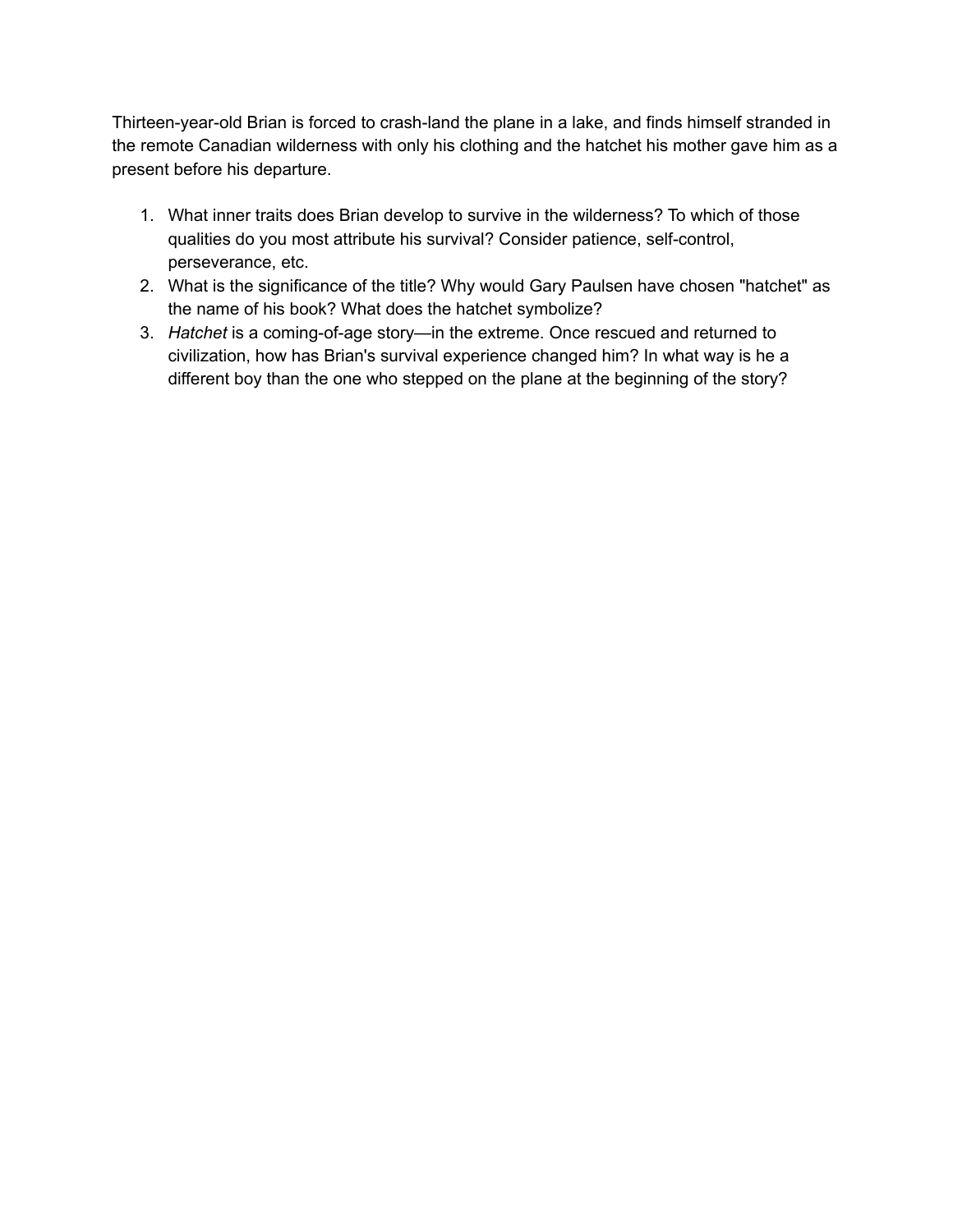Thirteen-year-old Brian is forced to crash-land the plane in a lake, and finds himself stranded in the remote Canadian wilderness with only his clothing and the hatchet his mother gave him as a present before his departure.

1. What inner traits does Brian develop to survive in the wilderness? To which of those qualities do you most attribute his survival? Consider patience, self-control, perseverance, etc.
2. What is the significance of the title? Why would Gary Paulsen have chosen "hatchet" as the name of his book? What does the hatchet symbolize?
3. *Hatchet* is a coming-of-age story—in the extreme. Once rescued and returned to civilization, how has Brian's survival experience changed him? In what way is he a different boy than the one who stepped on the plane at the beginning of the story?